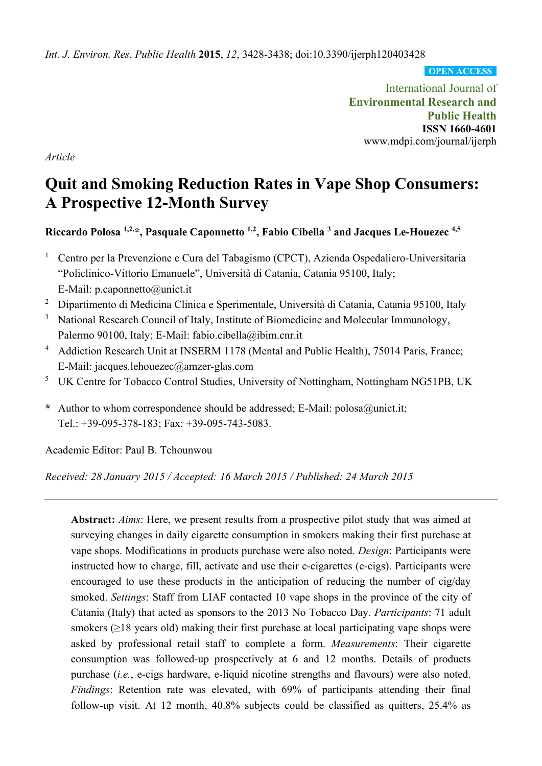*Int. J. Environ. Res. Public Health* **2015**, *12*, 3428-3438; doi:10.3390/ijerph120403428

**OPEN ACCESS**

International Journal of
**Environmental Research and Public Health**
**ISSN 1660-4601**
www.mdpi.com/journal/ijerph

*Article*

# Quit and Smoking Reduction Rates in Vape Shop Consumers: A Prospective 12-Month Survey

**Riccardo Polosa [1,2,*], Pasquale Caponnetto [1,2], Fabio Cibella [3] and Jacques Le-Houezec [4,5]**

1. Centro per la Prevenzione e Cura del Tabagismo (CPCT), Azienda Ospedaliero-Universitaria “Policlinico-Vittorio Emanuele”, Università di Catania, Catania 95100, Italy; E-Mail: p.caponnetto@unict.it
2. Dipartimento di Medicina Clinica e Sperimentale, Università di Catania, Catania 95100, Italy
3. National Research Council of Italy, Institute of Biomedicine and Molecular Immunology, Palermo 90100, Italy; E-Mail: fabio.cibella@ibim.cnr.it
4. Addiction Research Unit at INSERM 1178 (Mental and Public Health), 75014 Paris, France; E-Mail: jacques.lehouezec@amzer-glas.com
5. UK Centre for Tobacco Control Studies, University of Nottingham, Nottingham NG51PB, UK

**\*** Author to whom correspondence should be addressed; E-Mail: polosa@unict.it; Tel.: +39-095-378-183; Fax: +39-095-743-5083.

Academic Editor: Paul B. Tchounwou

*Received: 28 January 2015 / Accepted: 16 March 2015 / Published: 24 March 2015*

---

**Abstract:** *Aims*: Here, we present results from a prospective pilot study that was aimed at surveying changes in daily cigarette consumption in smokers making their first purchase at vape shops. Modifications in products purchase were also noted. *Design*: Participants were instructed how to charge, fill, activate and use their e-cigarettes (e-cigs). Participants were encouraged to use these products in the anticipation of reducing the number of cig/day smoked. *Settings*: Staff from LIAF contacted 10 vape shops in the province of the city of Catania (Italy) that acted as sponsors to the 2013 No Tobacco Day. *Participants*: 71 adult smokers (≥18 years old) making their first purchase at local participating vape shops were asked by professional retail staff to complete a form. *Measurements*: Their cigarette consumption was followed-up prospectively at 6 and 12 months. Details of products purchase (*i.e.*, e-cigs hardware, e-liquid nicotine strengths and flavours) were also noted. *Findings*: Retention rate was elevated, with 69% of participants attending their final follow-up visit. At 12 month, 40.8% subjects could be classified as quitters, 25.4% as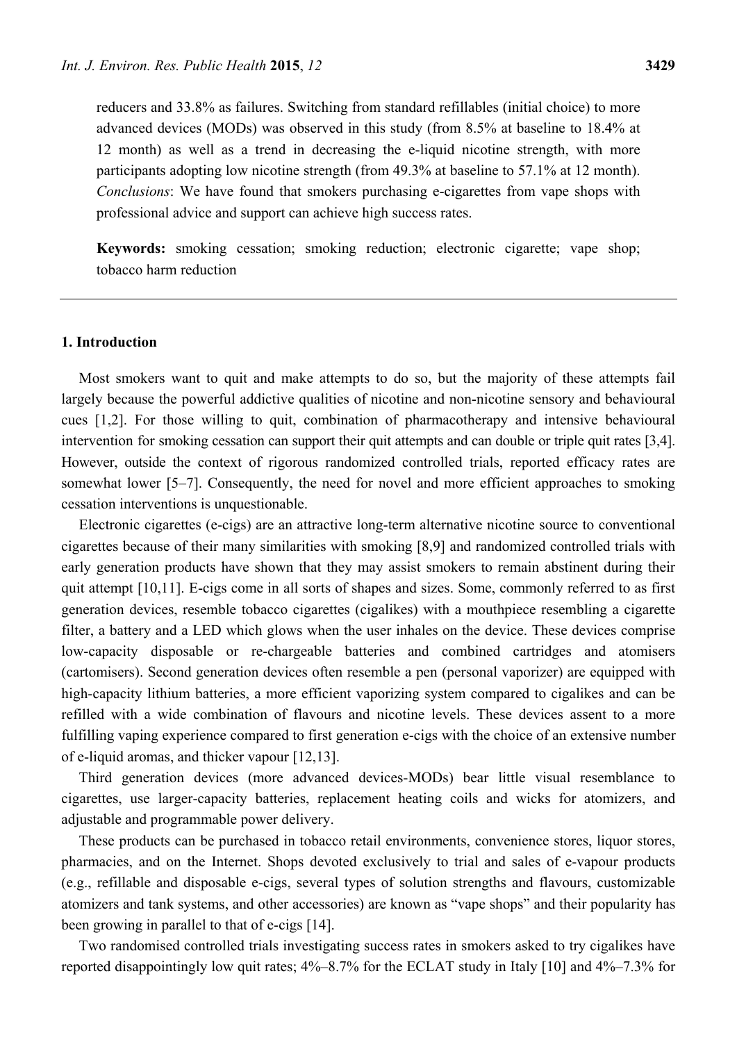reducers and 33.8% as failures. Switching from standard refillables (initial choice) to more advanced devices (MODs) was observed in this study (from 8.5% at baseline to 18.4% at 12 month) as well as a trend in decreasing the e-liquid nicotine strength, with more participants adopting low nicotine strength (from 49.3% at baseline to 57.1% at 12 month). *Conclusions*: We have found that smokers purchasing e-cigarettes from vape shops with professional advice and support can achieve high success rates.

**Keywords:** smoking cessation; smoking reduction; electronic cigarette; vape shop; tobacco harm reduction

---

## 1. Introduction

Most smokers want to quit and make attempts to do so, but the majority of these attempts fail largely because the powerful addictive qualities of nicotine and non-nicotine sensory and behavioural cues [1,2]. For those willing to quit, combination of pharmacotherapy and intensive behavioural intervention for smoking cessation can support their quit attempts and can double or triple quit rates [3,4]. However, outside the context of rigorous randomized controlled trials, reported efficacy rates are somewhat lower [5–7]. Consequently, the need for novel and more efficient approaches to smoking cessation interventions is unquestionable.

Electronic cigarettes (e-cigs) are an attractive long-term alternative nicotine source to conventional cigarettes because of their many similarities with smoking [8,9] and randomized controlled trials with early generation products have shown that they may assist smokers to remain abstinent during their quit attempt [10,11]. E-cigs come in all sorts of shapes and sizes. Some, commonly referred to as first generation devices, resemble tobacco cigarettes (cigalikes) with a mouthpiece resembling a cigarette filter, a battery and a LED which glows when the user inhales on the device. These devices comprise low-capacity disposable or re-chargeable batteries and combined cartridges and atomisers (cartomisers). Second generation devices often resemble a pen (personal vaporizer) are equipped with high-capacity lithium batteries, a more efficient vaporizing system compared to cigalikes and can be refilled with a wide combination of flavours and nicotine levels. These devices assent to a more fulfilling vaping experience compared to first generation e-cigs with the choice of an extensive number of e-liquid aromas, and thicker vapour [12,13].

Third generation devices (more advanced devices-MODs) bear little visual resemblance to cigarettes, use larger-capacity batteries, replacement heating coils and wicks for atomizers, and adjustable and programmable power delivery.

These products can be purchased in tobacco retail environments, convenience stores, liquor stores, pharmacies, and on the Internet. Shops devoted exclusively to trial and sales of e-vapour products (e.g., refillable and disposable e-cigs, several types of solution strengths and flavours, customizable atomizers and tank systems, and other accessories) are known as "vape shops" and their popularity has been growing in parallel to that of e-cigs [14].

Two randomised controlled trials investigating success rates in smokers asked to try cigalikes have reported disappointingly low quit rates; 4%–8.7% for the ECLAT study in Italy [10] and 4%–7.3% for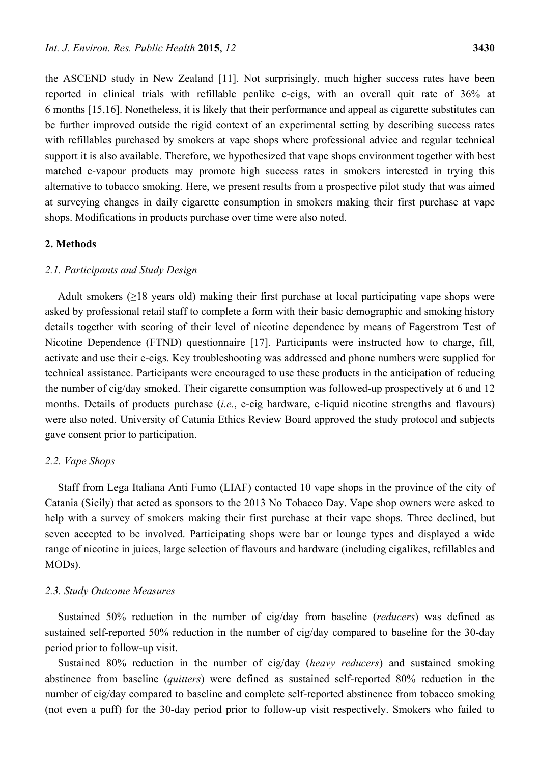the ASCEND study in New Zealand [11]. Not surprisingly, much higher success rates have been reported in clinical trials with refillable penlike e-cigs, with an overall quit rate of 36% at 6 months [15,16]. Nonetheless, it is likely that their performance and appeal as cigarette substitutes can be further improved outside the rigid context of an experimental setting by describing success rates with refillables purchased by smokers at vape shops where professional advice and regular technical support it is also available. Therefore, we hypothesized that vape shops environment together with best matched e-vapour products may promote high success rates in smokers interested in trying this alternative to tobacco smoking. Here, we present results from a prospective pilot study that was aimed at surveying changes in daily cigarette consumption in smokers making their first purchase at vape shops. Modifications in products purchase over time were also noted.

## 2. Methods

### 2.1. Participants and Study Design

Adult smokers (≥18 years old) making their first purchase at local participating vape shops were asked by professional retail staff to complete a form with their basic demographic and smoking history details together with scoring of their level of nicotine dependence by means of Fagerstrom Test of Nicotine Dependence (FTND) questionnaire [17]. Participants were instructed how to charge, fill, activate and use their e-cigs. Key troubleshooting was addressed and phone numbers were supplied for technical assistance. Participants were encouraged to use these products in the anticipation of reducing the number of cig/day smoked. Their cigarette consumption was followed-up prospectively at 6 and 12 months. Details of products purchase (*i.e.*, e-cig hardware, e-liquid nicotine strengths and flavours) were also noted. University of Catania Ethics Review Board approved the study protocol and subjects gave consent prior to participation.

### 2.2. Vape Shops

Staff from Lega Italiana Anti Fumo (LIAF) contacted 10 vape shops in the province of the city of Catania (Sicily) that acted as sponsors to the 2013 No Tobacco Day. Vape shop owners were asked to help with a survey of smokers making their first purchase at their vape shops. Three declined, but seven accepted to be involved. Participating shops were bar or lounge types and displayed a wide range of nicotine in juices, large selection of flavours and hardware (including cigalikes, refillables and MODs).

### 2.3. Study Outcome Measures

Sustained 50% reduction in the number of cig/day from baseline (*reducers*) was defined as sustained self-reported 50% reduction in the number of cig/day compared to baseline for the 30-day period prior to follow-up visit.

Sustained 80% reduction in the number of cig/day (*heavy reducers*) and sustained smoking abstinence from baseline (*quitters*) were defined as sustained self-reported 80% reduction in the number of cig/day compared to baseline and complete self-reported abstinence from tobacco smoking (not even a puff) for the 30-day period prior to follow-up visit respectively. Smokers who failed to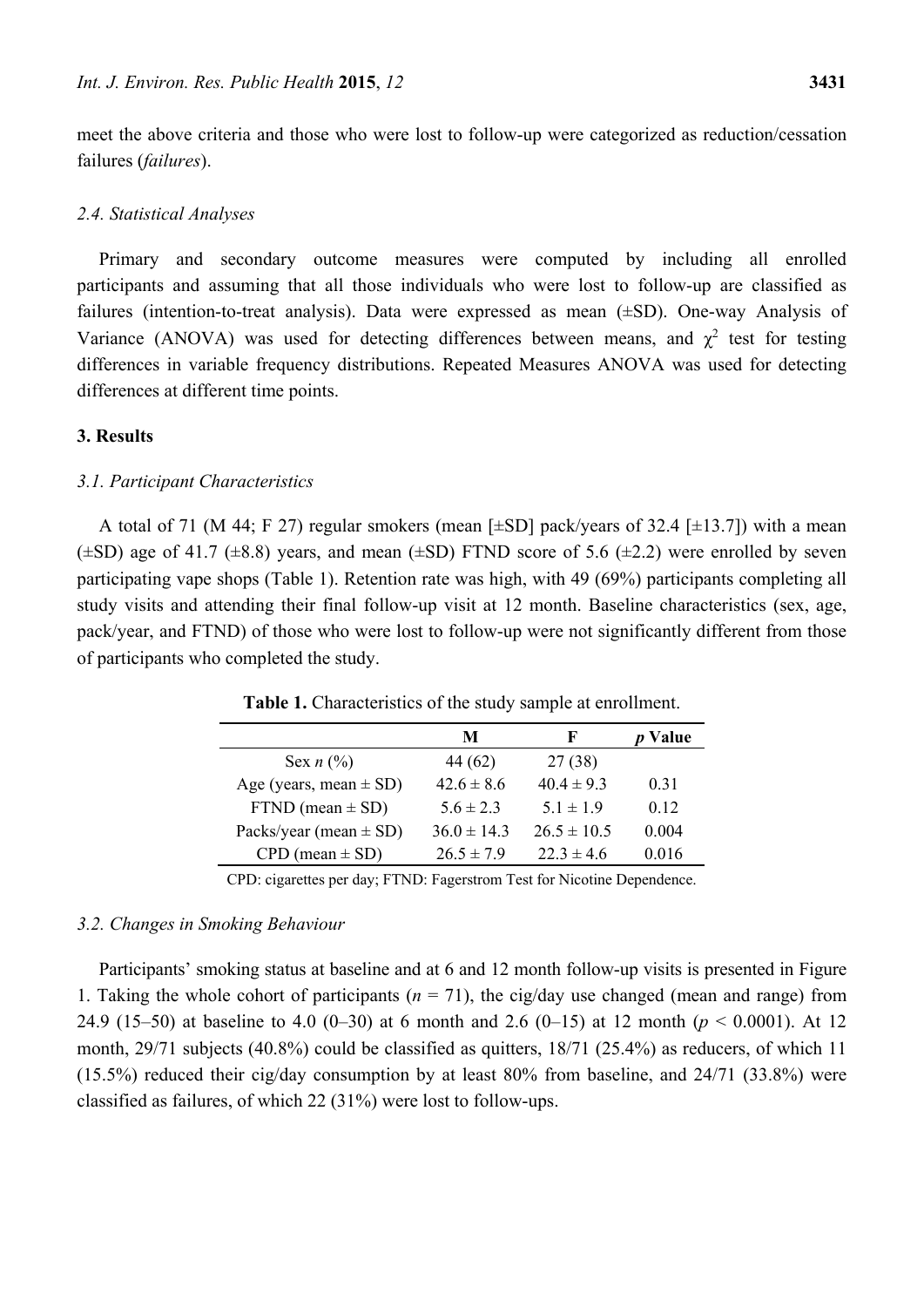meet the above criteria and those who were lost to follow-up were categorized as reduction/cessation failures (*failures*).

### 2.4. Statistical Analyses

Primary and secondary outcome measures were computed by including all enrolled participants and assuming that all those individuals who were lost to follow-up are classified as failures (intention-to-treat analysis). Data were expressed as mean (±SD). One-way Analysis of Variance (ANOVA) was used for detecting differences between means, and $\chi^2$ test for testing differences in variable frequency distributions. Repeated Measures ANOVA was used for detecting differences at different time points.

## 3. Results

### 3.1. Participant Characteristics

A total of 71 (M 44; F 27) regular smokers (mean [±SD] pack/years of 32.4 [±13.7]) with a mean (±SD) age of 41.7 (±8.8) years, and mean (±SD) FTND score of 5.6 (±2.2) were enrolled by seven participating vape shops (Table 1). Retention rate was high, with 49 (69%) participants completing all study visits and attending their final follow-up visit at 12 month. Baseline characteristics (sex, age, pack/year, and FTND) of those who were lost to follow-up were not significantly different from those of participants who completed the study.

**Table 1.** Characteristics of the study sample at enrollment.

| | M | F | *p* Value |
|---|---|---|---|
| Sex *n* (%) | 44 (62) | 27 (38) | |
| Age (years, mean ± SD) | 42.6 ± 8.6 | 40.4 ± 9.3 | 0.31 |
| FTND (mean ± SD) | 5.6 ± 2.3 | 5.1 ± 1.9 | 0.12 |
| Packs/year (mean ± SD) | 36.0 ± 14.3 | 26.5 ± 10.5 | 0.004 |
| CPD (mean ± SD) | 26.5 ± 7.9 | 22.3 ± 4.6 | 0.016 |

CPD: cigarettes per day; FTND: Fagerstrom Test for Nicotine Dependence.

### 3.2. Changes in Smoking Behaviour

Participants' smoking status at baseline and at 6 and 12 month follow-up visits is presented in Figure 1. Taking the whole cohort of participants ($n = 71$), the cig/day use changed (mean and range) from 24.9 (15–50) at baseline to 4.0 (0–30) at 6 month and 2.6 (0–15) at 12 month ($p < 0.0001$). At 12 month, 29/71 subjects (40.8%) could be classified as quitters, 18/71 (25.4%) as reducers, of which 11 (15.5%) reduced their cig/day consumption by at least 80% from baseline, and 24/71 (33.8%) were classified as failures, of which 22 (31%) were lost to follow-ups.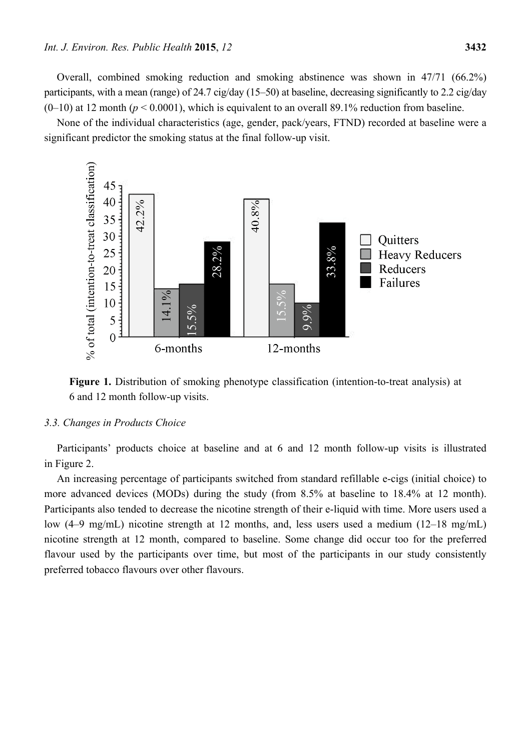Overall, combined smoking reduction and smoking abstinence was shown in 47/71 (66.2%) participants, with a mean (range) of 24.7 cig/day (15–50) at baseline, decreasing significantly to 2.2 cig/day (0–10) at 12 month ($p < 0.0001$), which is equivalent to an overall 89.1% reduction from baseline.

None of the individual characteristics (age, gender, pack/years, FTND) recorded at baseline were a significant predictor the smoking status at the final follow-up visit.

**Figure 1.** Distribution of smoking phenotype classification (intention-to-treat analysis) at 6 and 12 month follow-up visits.

### 3.3. Changes in Products Choice

Participants' products choice at baseline and at 6 and 12 month follow-up visits is illustrated in Figure 2.

An increasing percentage of participants switched from standard refillable e-cigs (initial choice) to more advanced devices (MODs) during the study (from 8.5% at baseline to 18.4% at 12 month). Participants also tended to decrease the nicotine strength of their e-liquid with time. More users used a low (4–9 mg/mL) nicotine strength at 12 months, and, less users used a medium (12–18 mg/mL) nicotine strength at 12 month, compared to baseline. Some change did occur too for the preferred flavour used by the participants over time, but most of the participants in our study consistently preferred tobacco flavours over other flavours.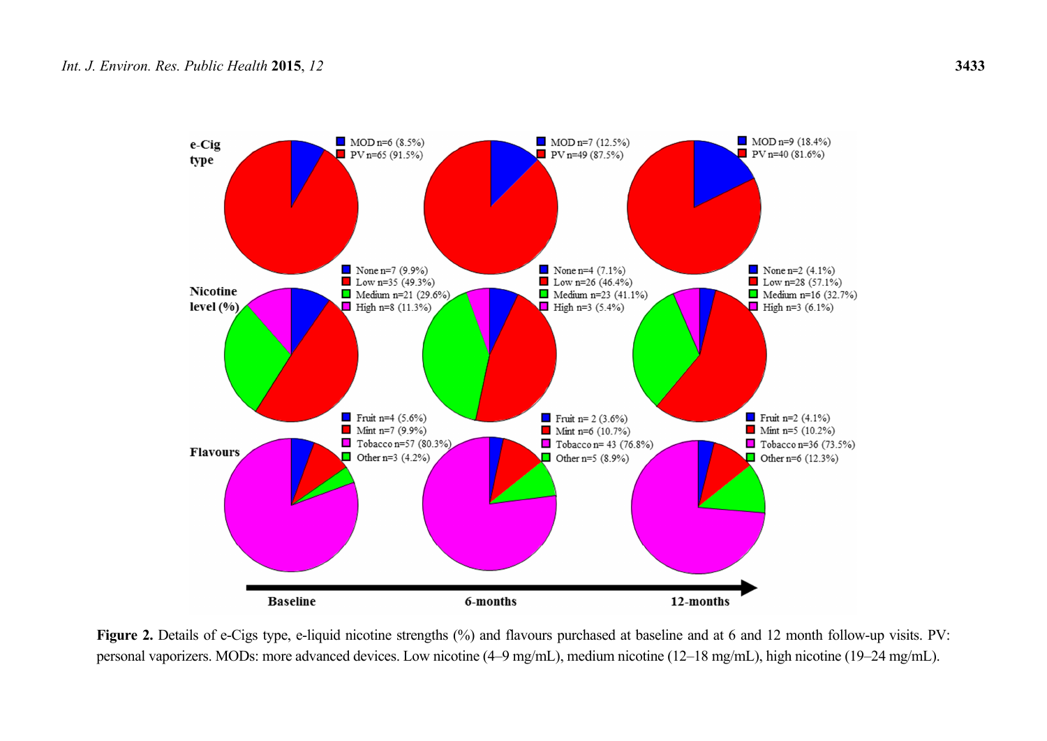**Figure 2.** Details of e-Cigs type, e-liquid nicotine strengths (%) and flavours purchased at baseline and at 6 and 12 month follow-up visits. PV: personal vaporizers. MODs: more advanced devices. Low nicotine (4–9 mg/mL), medium nicotine (12–18 mg/mL), high nicotine (19–24 mg/mL).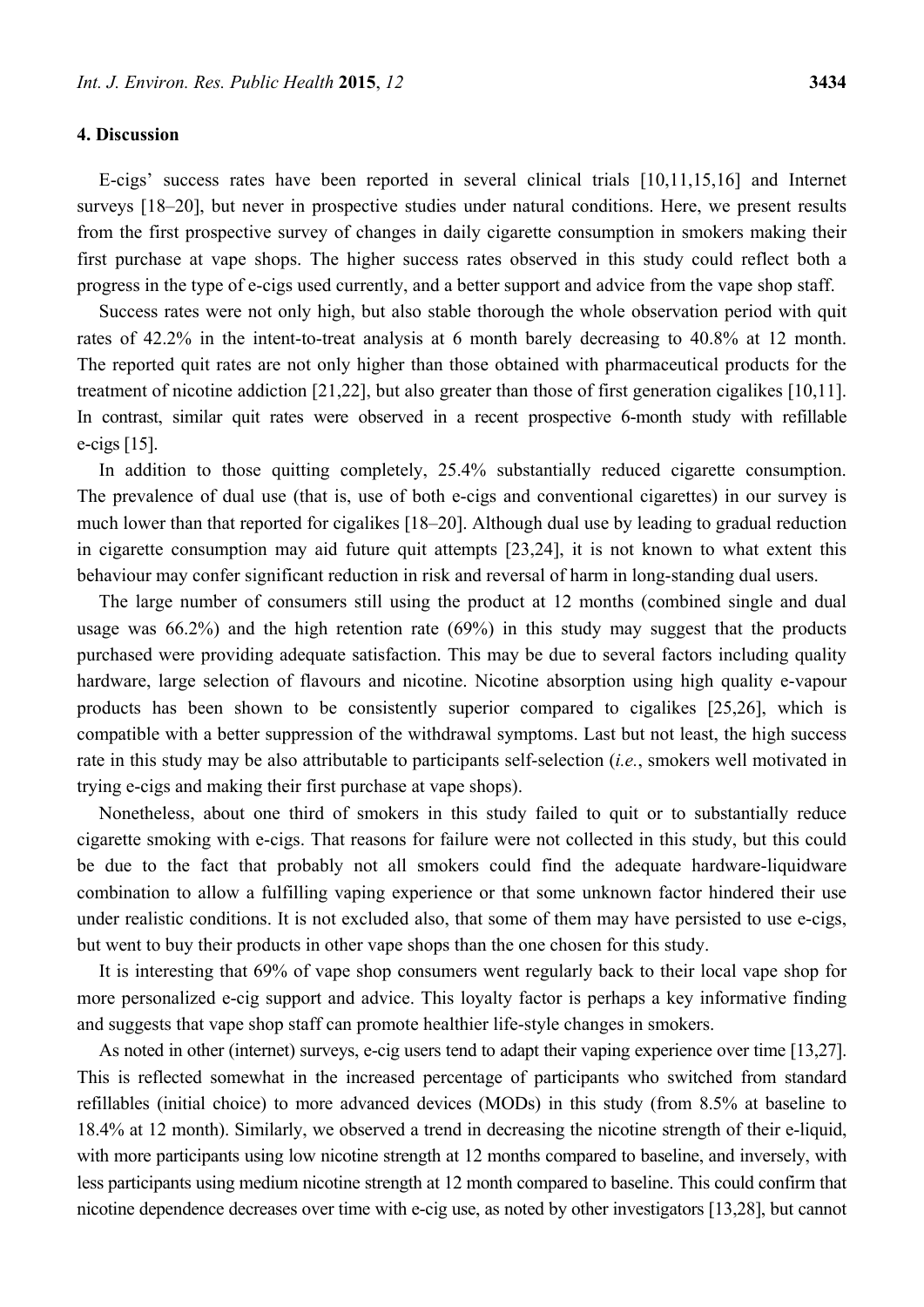## 4. Discussion

E-cigs' success rates have been reported in several clinical trials [10,11,15,16] and Internet surveys [18–20], but never in prospective studies under natural conditions. Here, we present results from the first prospective survey of changes in daily cigarette consumption in smokers making their first purchase at vape shops. The higher success rates observed in this study could reflect both a progress in the type of e-cigs used currently, and a better support and advice from the vape shop staff.

Success rates were not only high, but also stable thorough the whole observation period with quit rates of 42.2% in the intent-to-treat analysis at 6 month barely decreasing to 40.8% at 12 month. The reported quit rates are not only higher than those obtained with pharmaceutical products for the treatment of nicotine addiction [21,22], but also greater than those of first generation cigalikes [10,11]. In contrast, similar quit rates were observed in a recent prospective 6-month study with refillable e-cigs [15].

In addition to those quitting completely, 25.4% substantially reduced cigarette consumption. The prevalence of dual use (that is, use of both e-cigs and conventional cigarettes) in our survey is much lower than that reported for cigalikes [18–20]. Although dual use by leading to gradual reduction in cigarette consumption may aid future quit attempts [23,24], it is not known to what extent this behaviour may confer significant reduction in risk and reversal of harm in long-standing dual users.

The large number of consumers still using the product at 12 months (combined single and dual usage was 66.2%) and the high retention rate (69%) in this study may suggest that the products purchased were providing adequate satisfaction. This may be due to several factors including quality hardware, large selection of flavours and nicotine. Nicotine absorption using high quality e-vapour products has been shown to be consistently superior compared to cigalikes [25,26], which is compatible with a better suppression of the withdrawal symptoms. Last but not least, the high success rate in this study may be also attributable to participants self-selection (*i.e.*, smokers well motivated in trying e-cigs and making their first purchase at vape shops).

Nonetheless, about one third of smokers in this study failed to quit or to substantially reduce cigarette smoking with e-cigs. That reasons for failure were not collected in this study, but this could be due to the fact that probably not all smokers could find the adequate hardware-liquidware combination to allow a fulfilling vaping experience or that some unknown factor hindered their use under realistic conditions. It is not excluded also, that some of them may have persisted to use e-cigs, but went to buy their products in other vape shops than the one chosen for this study.

It is interesting that 69% of vape shop consumers went regularly back to their local vape shop for more personalized e-cig support and advice. This loyalty factor is perhaps a key informative finding and suggests that vape shop staff can promote healthier life-style changes in smokers.

As noted in other (internet) surveys, e-cig users tend to adapt their vaping experience over time [13,27]. This is reflected somewhat in the increased percentage of participants who switched from standard refillables (initial choice) to more advanced devices (MODs) in this study (from 8.5% at baseline to 18.4% at 12 month). Similarly, we observed a trend in decreasing the nicotine strength of their e-liquid, with more participants using low nicotine strength at 12 months compared to baseline, and inversely, with less participants using medium nicotine strength at 12 month compared to baseline. This could confirm that nicotine dependence decreases over time with e-cig use, as noted by other investigators [13,28], but cannot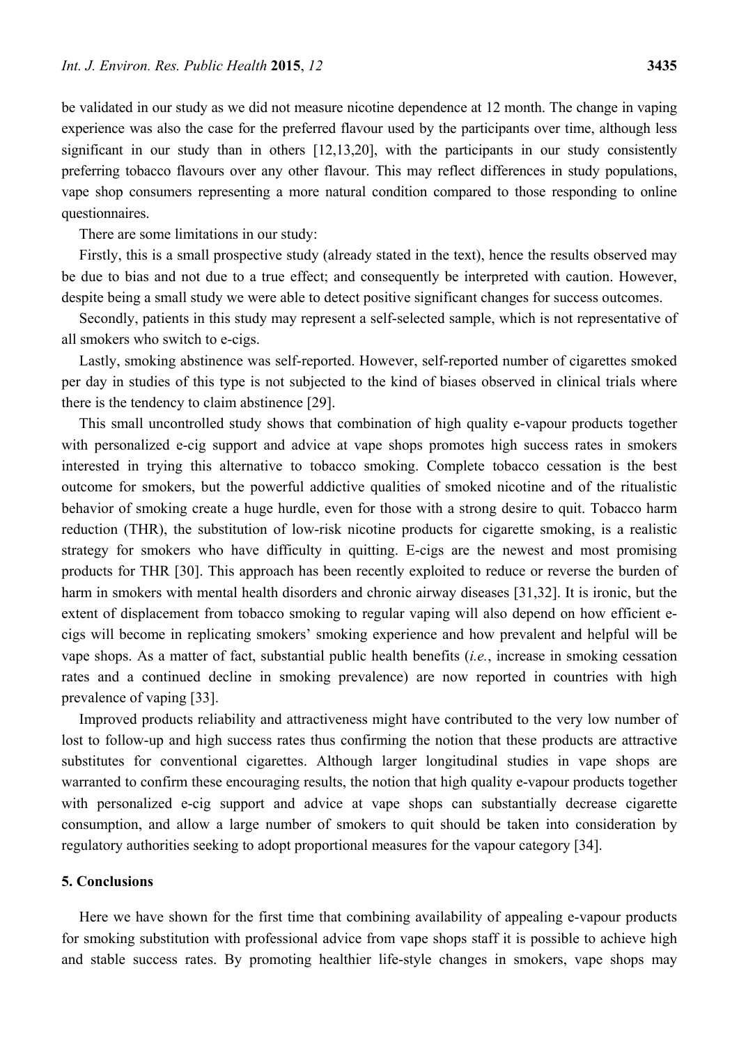be validated in our study as we did not measure nicotine dependence at 12 month. The change in vaping experience was also the case for the preferred flavour used by the participants over time, although less significant in our study than in others [12,13,20], with the participants in our study consistently preferring tobacco flavours over any other flavour. This may reflect differences in study populations, vape shop consumers representing a more natural condition compared to those responding to online questionnaires.

There are some limitations in our study:

Firstly, this is a small prospective study (already stated in the text), hence the results observed may be due to bias and not due to a true effect; and consequently be interpreted with caution. However, despite being a small study we were able to detect positive significant changes for success outcomes.

Secondly, patients in this study may represent a self-selected sample, which is not representative of all smokers who switch to e-cigs.

Lastly, smoking abstinence was self-reported. However, self-reported number of cigarettes smoked per day in studies of this type is not subjected to the kind of biases observed in clinical trials where there is the tendency to claim abstinence [29].

This small uncontrolled study shows that combination of high quality e-vapour products together with personalized e-cig support and advice at vape shops promotes high success rates in smokers interested in trying this alternative to tobacco smoking. Complete tobacco cessation is the best outcome for smokers, but the powerful addictive qualities of smoked nicotine and of the ritualistic behavior of smoking create a huge hurdle, even for those with a strong desire to quit. Tobacco harm reduction (THR), the substitution of low-risk nicotine products for cigarette smoking, is a realistic strategy for smokers who have difficulty in quitting. E-cigs are the newest and most promising products for THR [30]. This approach has been recently exploited to reduce or reverse the burden of harm in smokers with mental health disorders and chronic airway diseases [31,32]. It is ironic, but the extent of displacement from tobacco smoking to regular vaping will also depend on how efficient e-cigs will become in replicating smokers' smoking experience and how prevalent and helpful will be vape shops. As a matter of fact, substantial public health benefits (*i.e.*, increase in smoking cessation rates and a continued decline in smoking prevalence) are now reported in countries with high prevalence of vaping [33].

Improved products reliability and attractiveness might have contributed to the very low number of lost to follow-up and high success rates thus confirming the notion that these products are attractive substitutes for conventional cigarettes. Although larger longitudinal studies in vape shops are warranted to confirm these encouraging results, the notion that high quality e-vapour products together with personalized e-cig support and advice at vape shops can substantially decrease cigarette consumption, and allow a large number of smokers to quit should be taken into consideration by regulatory authorities seeking to adopt proportional measures for the vapour category [34].

## 5. Conclusions

Here we have shown for the first time that combining availability of appealing e-vapour products for smoking substitution with professional advice from vape shops staff it is possible to achieve high and stable success rates. By promoting healthier life-style changes in smokers, vape shops may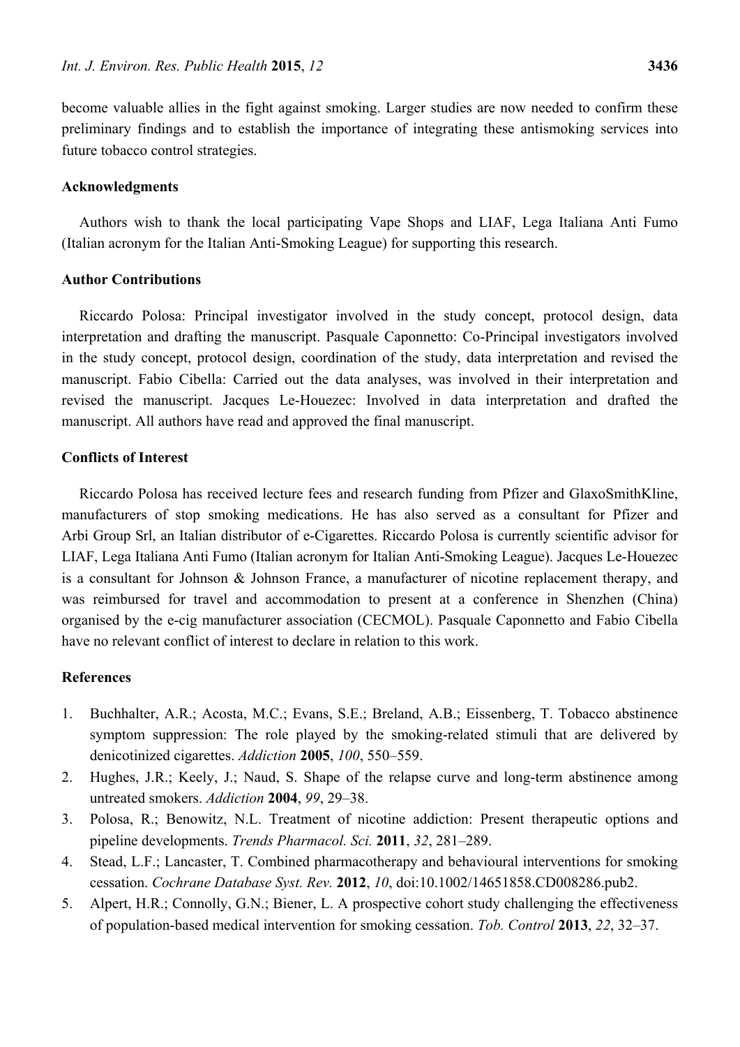become valuable allies in the fight against smoking. Larger studies are now needed to confirm these preliminary findings and to establish the importance of integrating these antismoking services into future tobacco control strategies.

## Acknowledgments

Authors wish to thank the local participating Vape Shops and LIAF, Lega Italiana Anti Fumo (Italian acronym for the Italian Anti-Smoking League) for supporting this research.

## Author Contributions

Riccardo Polosa: Principal investigator involved in the study concept, protocol design, data interpretation and drafting the manuscript. Pasquale Caponnetto: Co-Principal investigators involved in the study concept, protocol design, coordination of the study, data interpretation and revised the manuscript. Fabio Cibella: Carried out the data analyses, was involved in their interpretation and revised the manuscript. Jacques Le-Houezec: Involved in data interpretation and drafted the manuscript. All authors have read and approved the final manuscript.

## Conflicts of Interest

Riccardo Polosa has received lecture fees and research funding from Pfizer and GlaxoSmithKline, manufacturers of stop smoking medications. He has also served as a consultant for Pfizer and Arbi Group Srl, an Italian distributor of e-Cigarettes. Riccardo Polosa is currently scientific advisor for LIAF, Lega Italiana Anti Fumo (Italian acronym for Italian Anti-Smoking League). Jacques Le-Houezec is a consultant for Johnson & Johnson France, a manufacturer of nicotine replacement therapy, and was reimbursed for travel and accommodation to present at a conference in Shenzhen (China) organised by the e-cig manufacturer association (CECMOL). Pasquale Caponnetto and Fabio Cibella have no relevant conflict of interest to declare in relation to this work.

## References

1. Buchhalter, A.R.; Acosta, M.C.; Evans, S.E.; Breland, A.B.; Eissenberg, T. Tobacco abstinence symptom suppression: The role played by the smoking-related stimuli that are delivered by denicotinized cigarettes. *Addiction* **2005**, *100*, 550–559.
2. Hughes, J.R.; Keely, J.; Naud, S. Shape of the relapse curve and long-term abstinence among untreated smokers. *Addiction* **2004**, *99*, 29–38.
3. Polosa, R.; Benowitz, N.L. Treatment of nicotine addiction: Present therapeutic options and pipeline developments. *Trends Pharmacol. Sci.* **2011**, *32*, 281–289.
4. Stead, L.F.; Lancaster, T. Combined pharmacotherapy and behavioural interventions for smoking cessation. *Cochrane Database Syst. Rev.* **2012**, *10*, doi:10.1002/14651858.CD008286.pub2.
5. Alpert, H.R.; Connolly, G.N.; Biener, L. A prospective cohort study challenging the effectiveness of population-based medical intervention for smoking cessation. *Tob. Control* **2013**, *22*, 32–37.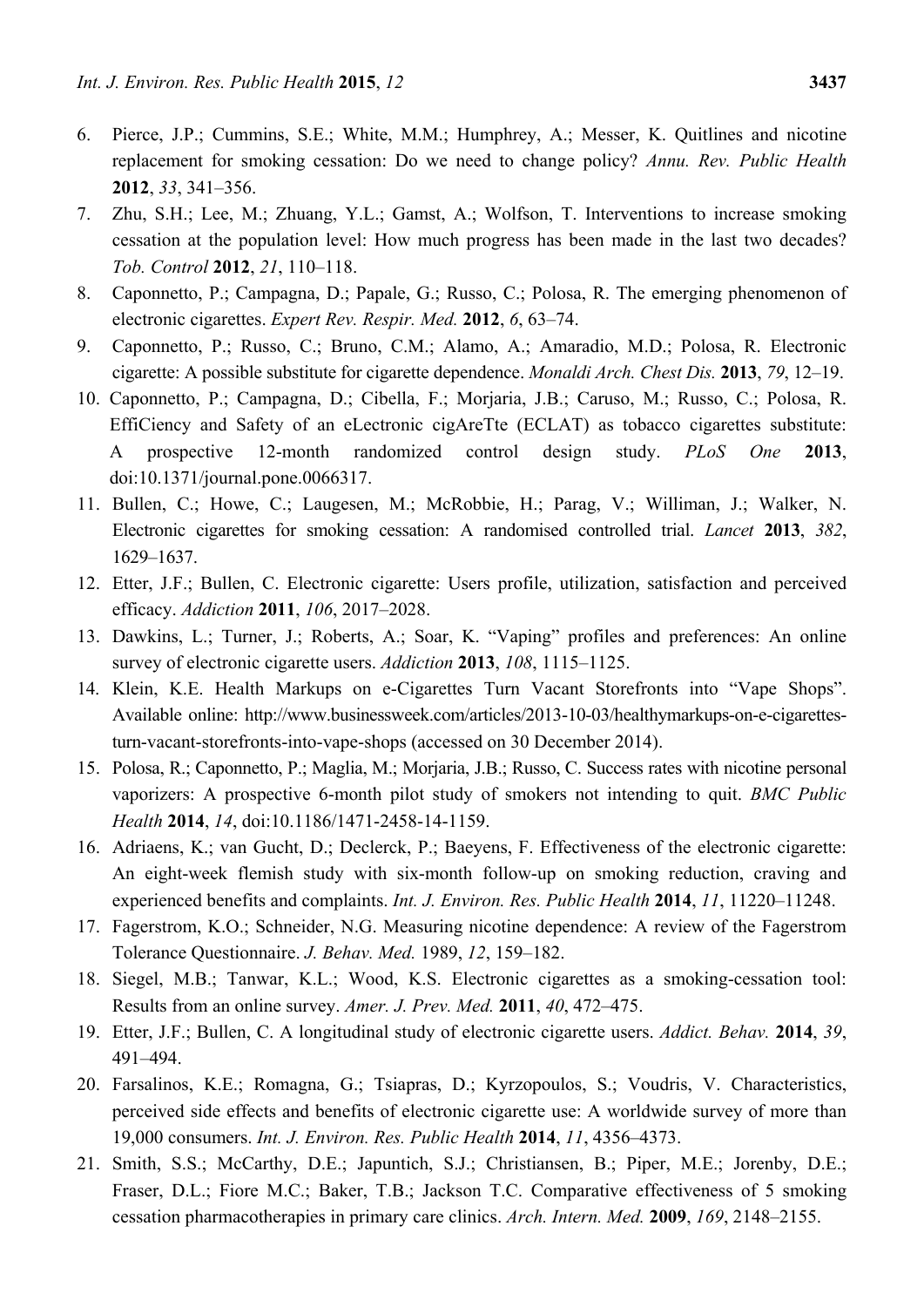6. Pierce, J.P.; Cummins, S.E.; White, M.M.; Humphrey, A.; Messer, K. Quitlines and nicotine replacement for smoking cessation: Do we need to change policy? *Annu. Rev. Public Health* **2012**, *33*, 341–356.
7. Zhu, S.H.; Lee, M.; Zhuang, Y.L.; Gamst, A.; Wolfson, T. Interventions to increase smoking cessation at the population level: How much progress has been made in the last two decades? *Tob. Control* **2012**, *21*, 110–118.
8. Caponnetto, P.; Campagna, D.; Papale, G.; Russo, C.; Polosa, R. The emerging phenomenon of electronic cigarettes. *Expert Rev. Respir. Med.* **2012**, *6*, 63–74.
9. Caponnetto, P.; Russo, C.; Bruno, C.M.; Alamo, A.; Amaradio, M.D.; Polosa, R. Electronic cigarette: A possible substitute for cigarette dependence. *Monaldi Arch. Chest Dis.* **2013**, *79*, 12–19.
10. Caponnetto, P.; Campagna, D.; Cibella, F.; Morjaria, J.B.; Caruso, M.; Russo, C.; Polosa, R. EffiCiency and Safety of an eLectronic cigAreTte (ECLAT) as tobacco cigarettes substitute: A prospective 12-month randomized control design study. *PLoS One* **2013**, doi:10.1371/journal.pone.0066317.
11. Bullen, C.; Howe, C.; Laugesen, M.; McRobbie, H.; Parag, V.; Williman, J.; Walker, N. Electronic cigarettes for smoking cessation: A randomised controlled trial. *Lancet* **2013**, *382*, 1629–1637.
12. Etter, J.F.; Bullen, C. Electronic cigarette: Users profile, utilization, satisfaction and perceived efficacy. *Addiction* **2011**, *106*, 2017–2028.
13. Dawkins, L.; Turner, J.; Roberts, A.; Soar, K. "Vaping" profiles and preferences: An online survey of electronic cigarette users. *Addiction* **2013**, *108*, 1115–1125.
14. Klein, K.E. Health Markups on e-Cigarettes Turn Vacant Storefronts into "Vape Shops". Available online: http://www.businessweek.com/articles/2013-10-03/healthymarkups-on-e-cigarettes-turn-vacant-storefronts-into-vape-shops (accessed on 30 December 2014).
15. Polosa, R.; Caponnetto, P.; Maglia, M.; Morjaria, J.B.; Russo, C. Success rates with nicotine personal vaporizers: A prospective 6-month pilot study of smokers not intending to quit. *BMC Public Health* **2014**, *14*, doi:10.1186/1471-2458-14-1159.
16. Adriaens, K.; van Gucht, D.; Declerck, P.; Baeyens, F. Effectiveness of the electronic cigarette: An eight-week flemish study with six-month follow-up on smoking reduction, craving and experienced benefits and complaints. *Int. J. Environ. Res. Public Health* **2014**, *11*, 11220–11248.
17. Fagerstrom, K.O.; Schneider, N.G. Measuring nicotine dependence: A review of the Fagerstrom Tolerance Questionnaire. *J. Behav. Med.* 1989, *12*, 159–182.
18. Siegel, M.B.; Tanwar, K.L.; Wood, K.S. Electronic cigarettes as a smoking-cessation tool: Results from an online survey. *Amer. J. Prev. Med.* **2011**, *40*, 472–475.
19. Etter, J.F.; Bullen, C. A longitudinal study of electronic cigarette users. *Addict. Behav.* **2014**, *39*, 491–494.
20. Farsalinos, K.E.; Romagna, G.; Tsiapras, D.; Kyrzopoulos, S.; Voudris, V. Characteristics, perceived side effects and benefits of electronic cigarette use: A worldwide survey of more than 19,000 consumers. *Int. J. Environ. Res. Public Health* **2014**, *11*, 4356–4373.
21. Smith, S.S.; McCarthy, D.E.; Japuntich, S.J.; Christiansen, B.; Piper, M.E.; Jorenby, D.E.; Fraser, D.L.; Fiore M.C.; Baker, T.B.; Jackson T.C. Comparative effectiveness of 5 smoking cessation pharmacotherapies in primary care clinics. *Arch. Intern. Med.* **2009**, *169*, 2148–2155.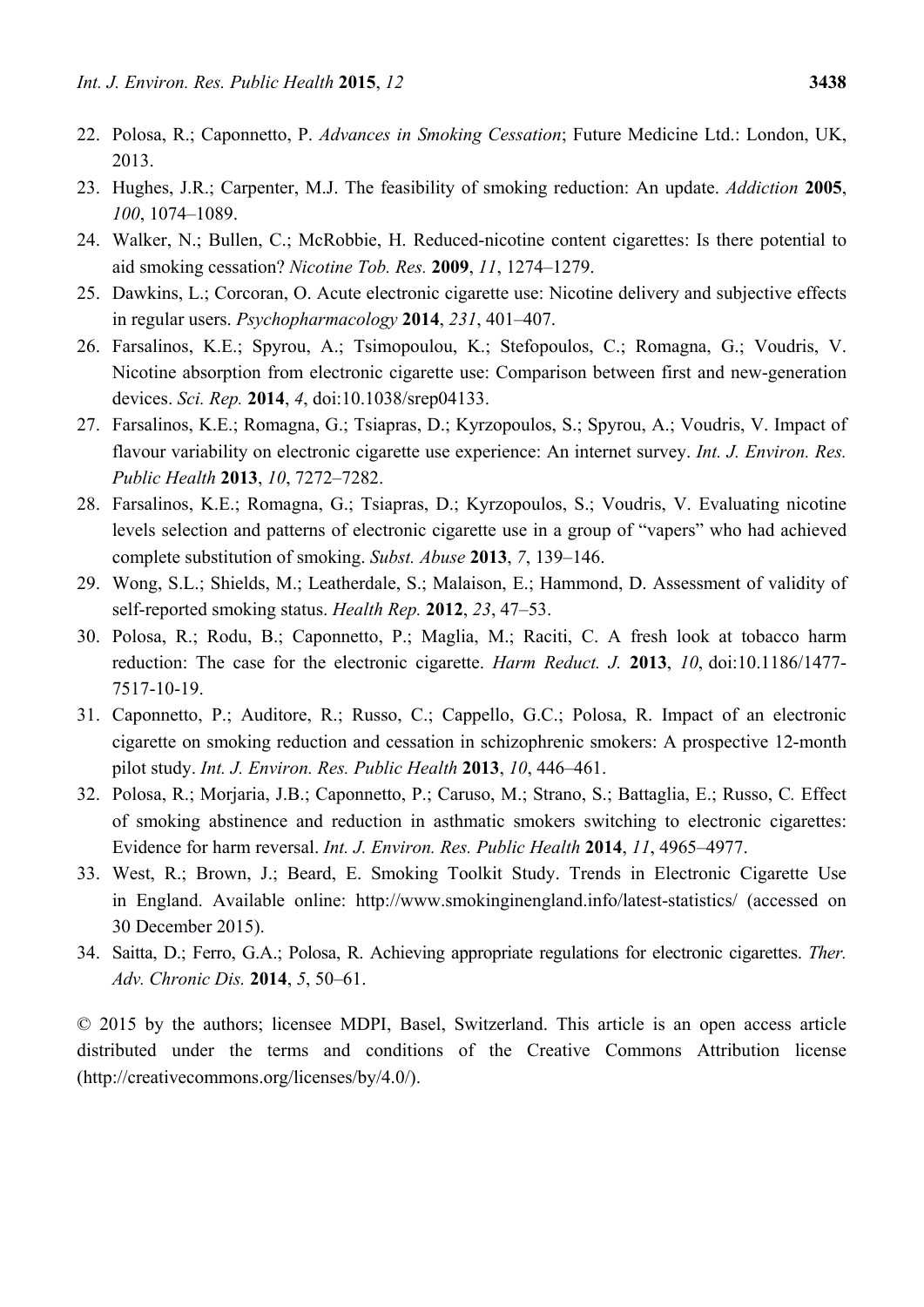22. Polosa, R.; Caponnetto, P. *Advances in Smoking Cessation*; Future Medicine Ltd.: London, UK, 2013.
23. Hughes, J.R.; Carpenter, M.J. The feasibility of smoking reduction: An update. *Addiction* **2005**, *100*, 1074–1089.
24. Walker, N.; Bullen, C.; McRobbie, H. Reduced-nicotine content cigarettes: Is there potential to aid smoking cessation? *Nicotine Tob. Res.* **2009**, *11*, 1274–1279.
25. Dawkins, L.; Corcoran, O. Acute electronic cigarette use: Nicotine delivery and subjective effects in regular users. *Psychopharmacology* **2014**, *231*, 401–407.
26. Farsalinos, K.E.; Spyrou, A.; Tsimopoulou, K.; Stefopoulos, C.; Romagna, G.; Voudris, V. Nicotine absorption from electronic cigarette use: Comparison between first and new-generation devices. *Sci. Rep.* **2014**, *4*, doi:10.1038/srep04133.
27. Farsalinos, K.E.; Romagna, G.; Tsiapras, D.; Kyrzopoulos, S.; Spyrou, A.; Voudris, V. Impact of flavour variability on electronic cigarette use experience: An internet survey. *Int. J. Environ. Res. Public Health* **2013**, *10*, 7272–7282.
28. Farsalinos, K.E.; Romagna, G.; Tsiapras, D.; Kyrzopoulos, S.; Voudris, V. Evaluating nicotine levels selection and patterns of electronic cigarette use in a group of "vapers" who had achieved complete substitution of smoking. *Subst. Abuse* **2013**, *7*, 139–146.
29. Wong, S.L.; Shields, M.; Leatherdale, S.; Malaison, E.; Hammond, D. Assessment of validity of self-reported smoking status. *Health Rep.* **2012**, *23*, 47–53.
30. Polosa, R.; Rodu, B.; Caponnetto, P.; Maglia, M.; Raciti, C. A fresh look at tobacco harm reduction: The case for the electronic cigarette. *Harm Reduct. J.* **2013**, *10*, doi:10.1186/1477-7517-10-19.
31. Caponnetto, P.; Auditore, R.; Russo, C.; Cappello, G.C.; Polosa, R. Impact of an electronic cigarette on smoking reduction and cessation in schizophrenic smokers: A prospective 12-month pilot study. *Int. J. Environ. Res. Public Health* **2013**, *10*, 446–461.
32. Polosa, R.; Morjaria, J.B.; Caponnetto, P.; Caruso, M.; Strano, S.; Battaglia, E.; Russo, C. Effect of smoking abstinence and reduction in asthmatic smokers switching to electronic cigarettes: Evidence for harm reversal. *Int. J. Environ. Res. Public Health* **2014**, *11*, 4965–4977.
33. West, R.; Brown, J.; Beard, E. Smoking Toolkit Study. Trends in Electronic Cigarette Use in England. Available online: http://www.smokinginengland.info/latest-statistics/ (accessed on 30 December 2015).
34. Saitta, D.; Ferro, G.A.; Polosa, R. Achieving appropriate regulations for electronic cigarettes. *Ther. Adv. Chronic Dis.* **2014**, *5*, 50–61.

© 2015 by the authors; licensee MDPI, Basel, Switzerland. This article is an open access article distributed under the terms and conditions of the Creative Commons Attribution license (http://creativecommons.org/licenses/by/4.0/).